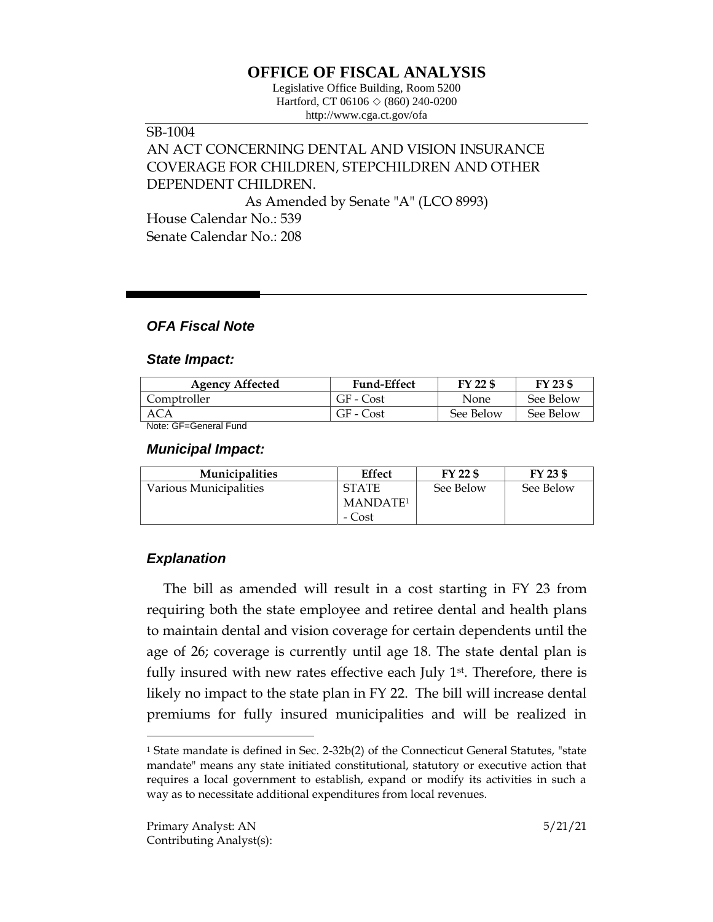# OFFICE OF FISCAL ANALYSIS

Legislative Office Building, Room 5200
Hartford, CT 06106 ◇ (860) 240-0200
http://www.cga.ct.gov/ofa

SB-1004
AN ACT CONCERNING DENTAL AND VISION INSURANCE COVERAGE FOR CHILDREN, STEPCHILDREN AND OTHER DEPENDENT CHILDREN.

As Amended by Senate "A" (LCO 8993)

House Calendar No.: 539
Senate Calendar No.: 208

## *OFA Fiscal Note*

### *State Impact:*

| Agency Affected | Fund-Effect | FY 22 $ | FY 23 $ |
|---|---|---|---|
| Comptroller | GF - Cost | None | See Below |
| ACA | GF - Cost | See Below | See Below |

Note: GF=General Fund

### *Municipal Impact:*

| Municipalities | Effect | FY 22 $ | FY 23 $ |
|---|---|---|---|
| Various Municipalities | STATE MANDATE[1] - Cost | See Below | See Below |

### *Explanation*

The bill as amended will result in a cost starting in FY 23 from requiring both the state employee and retiree dental and health plans to maintain dental and vision coverage for certain dependents until the age of 26; coverage is currently until age 18. The state dental plan is fully insured with new rates effective each July 1st. Therefore, there is likely no impact to the state plan in FY 22. The bill will increase dental premiums for fully insured municipalities and will be realized in

[1] State mandate is defined in Sec. 2-32b(2) of the Connecticut General Statutes, "state mandate" means any state initiated constitutional, statutory or executive action that requires a local government to establish, expand or modify its activities in such a way as to necessitate additional expenditures from local revenues.

Primary Analyst: AN
Contributing Analyst(s):

5/21/21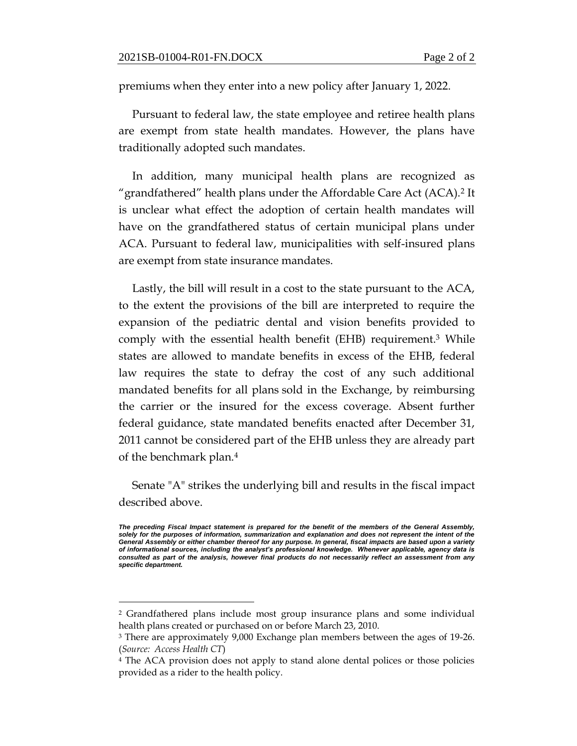premiums when they enter into a new policy after January 1, 2022.

Pursuant to federal law, the state employee and retiree health plans are exempt from state health mandates. However, the plans have traditionally adopted such mandates.

In addition, many municipal health plans are recognized as "grandfathered" health plans under the Affordable Care Act (ACA).[2] It is unclear what effect the adoption of certain health mandates will have on the grandfathered status of certain municipal plans under ACA. Pursuant to federal law, municipalities with self-insured plans are exempt from state insurance mandates.

Lastly, the bill will result in a cost to the state pursuant to the ACA, to the extent the provisions of the bill are interpreted to require the expansion of the pediatric dental and vision benefits provided to comply with the essential health benefit (EHB) requirement.[3] While states are allowed to mandate benefits in excess of the EHB, federal law requires the state to defray the cost of any such additional mandated benefits for all plans sold in the Exchange, by reimbursing the carrier or the insured for the excess coverage. Absent further federal guidance, state mandated benefits enacted after December 31, 2011 cannot be considered part of the EHB unless they are already part of the benchmark plan.[4]

Senate "A" strikes the underlying bill and results in the fiscal impact described above.

***The preceding Fiscal Impact statement is prepared for the benefit of the members of the General Assembly, solely for the purposes of information, summarization and explanation and does not represent the intent of the General Assembly or either chamber thereof for any purpose. In general, fiscal impacts are based upon a variety of informational sources, including the analyst's professional knowledge. Whenever applicable, agency data is consulted as part of the analysis, however final products do not necessarily reflect an assessment from any specific department.***

---

[2] Grandfathered plans include most group insurance plans and some individual health plans created or purchased on or before March 23, 2010.

[3] There are approximately 9,000 Exchange plan members between the ages of 19-26. (*Source: Access Health CT*)

[4] The ACA provision does not apply to stand alone dental polices or those policies provided as a rider to the health policy.